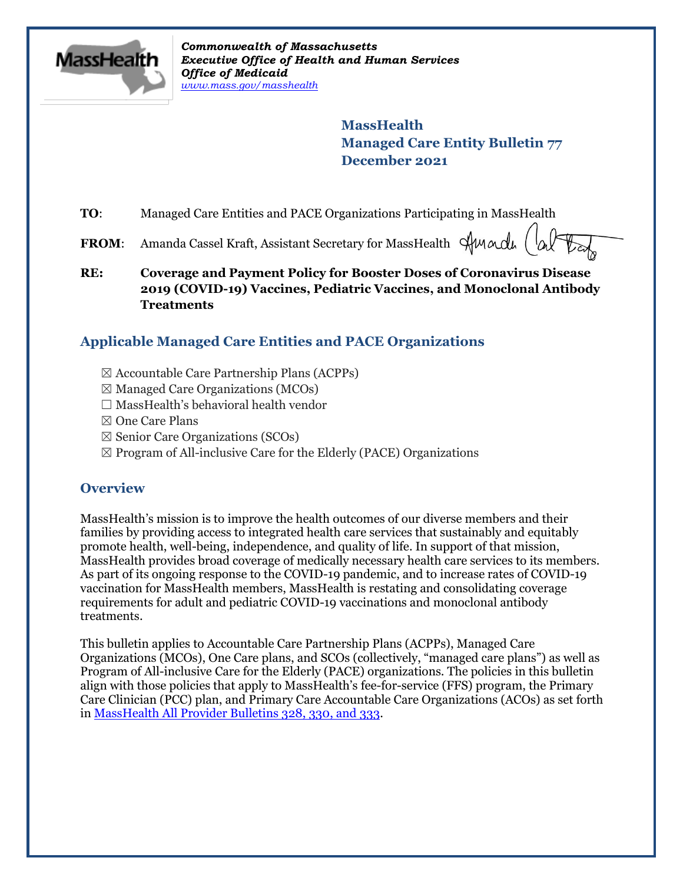*Commonwealth of Massachusetts*
***Executive Office of Health and Human Services***
***Office of Medicaid***
*www.mass.gov/masshealth*

**MassHealth**
**Managed Care Entity Bulletin 77**
**December 2021**

**TO**: Managed Care Entities and PACE Organizations Participating in MassHealth

**FROM**: Amanda Cassel Kraft, Assistant Secretary for MassHealth

**RE: Coverage and Payment Policy for Booster Doses of Coronavirus Disease 2019 (COVID-19) Vaccines, Pediatric Vaccines, and Monoclonal Antibody Treatments**

## Applicable Managed Care Entities and PACE Organizations

- ☒ Accountable Care Partnership Plans (ACPPs)
- ☒ Managed Care Organizations (MCOs)
- ☐ MassHealth's behavioral health vendor
- ☒ One Care Plans
- ☒ Senior Care Organizations (SCOs)
- ☒ Program of All-inclusive Care for the Elderly (PACE) Organizations

## Overview

MassHealth's mission is to improve the health outcomes of our diverse members and their families by providing access to integrated health care services that sustainably and equitably promote health, well-being, independence, and quality of life. In support of that mission, MassHealth provides broad coverage of medically necessary health care services to its members. As part of its ongoing response to the COVID-19 pandemic, and to increase rates of COVID-19 vaccination for MassHealth members, MassHealth is restating and consolidating coverage requirements for adult and pediatric COVID-19 vaccinations and monoclonal antibody treatments.

This bulletin applies to Accountable Care Partnership Plans (ACPPs), Managed Care Organizations (MCOs), One Care plans, and SCOs (collectively, "managed care plans") as well as Program of All-inclusive Care for the Elderly (PACE) organizations. The policies in this bulletin align with those policies that apply to MassHealth's fee-for-service (FFS) program, the Primary Care Clinician (PCC) plan, and Primary Care Accountable Care Organizations (ACOs) as set forth in MassHealth All Provider Bulletins 328, 330, and 333.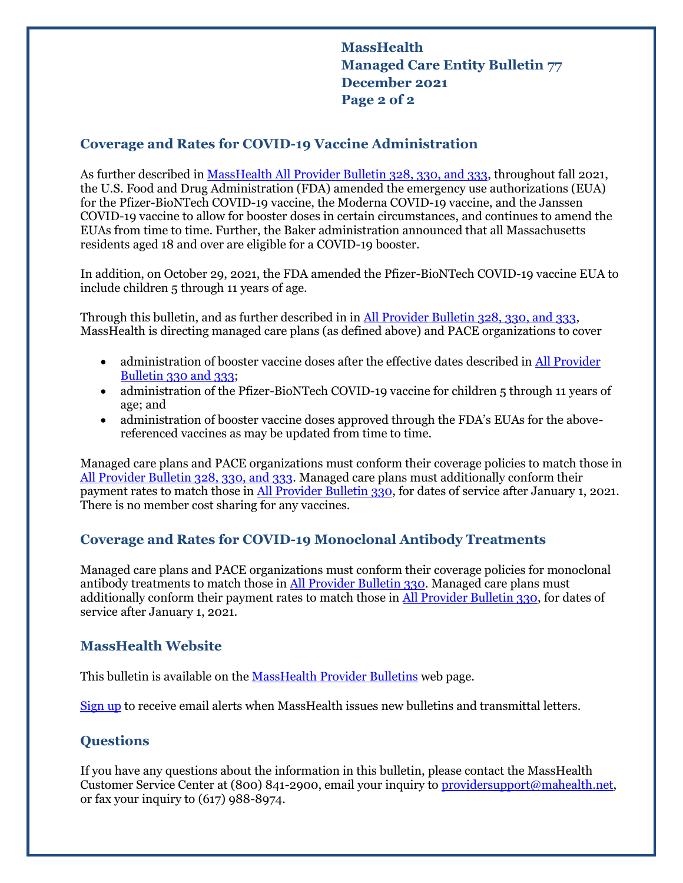## Coverage and Rates for COVID-19 Vaccine Administration

As further described in MassHealth All Provider Bulletin 328, 330, and 333, throughout fall 2021, the U.S. Food and Drug Administration (FDA) amended the emergency use authorizations (EUA) for the Pfizer-BioNTech COVID-19 vaccine, the Moderna COVID-19 vaccine, and the Janssen COVID-19 vaccine to allow for booster doses in certain circumstances, and continues to amend the EUAs from time to time. Further, the Baker administration announced that all Massachusetts residents aged 18 and over are eligible for a COVID-19 booster.

In addition, on October 29, 2021, the FDA amended the Pfizer-BioNTech COVID-19 vaccine EUA to include children 5 through 11 years of age.

Through this bulletin, and as further described in in All Provider Bulletin 328, 330, and 333, MassHealth is directing managed care plans (as defined above) and PACE organizations to cover

- administration of booster vaccine doses after the effective dates described in All Provider Bulletin 330 and 333;
- administration of the Pfizer-BioNTech COVID-19 vaccine for children 5 through 11 years of age; and
- administration of booster vaccine doses approved through the FDA's EUAs for the above-referenced vaccines as may be updated from time to time.

Managed care plans and PACE organizations must conform their coverage policies to match those in All Provider Bulletin 328, 330, and 333. Managed care plans must additionally conform their payment rates to match those in All Provider Bulletin 330, for dates of service after January 1, 2021. There is no member cost sharing for any vaccines.

## Coverage and Rates for COVID-19 Monoclonal Antibody Treatments

Managed care plans and PACE organizations must conform their coverage policies for monoclonal antibody treatments to match those in All Provider Bulletin 330. Managed care plans must additionally conform their payment rates to match those in All Provider Bulletin 330, for dates of service after January 1, 2021.

## MassHealth Website

This bulletin is available on the MassHealth Provider Bulletins web page.

Sign up to receive email alerts when MassHealth issues new bulletins and transmittal letters.

## Questions

If you have any questions about the information in this bulletin, please contact the MassHealth Customer Service Center at (800) 841-2900, email your inquiry to providersupport@mahealth.net, or fax your inquiry to (617) 988-8974.